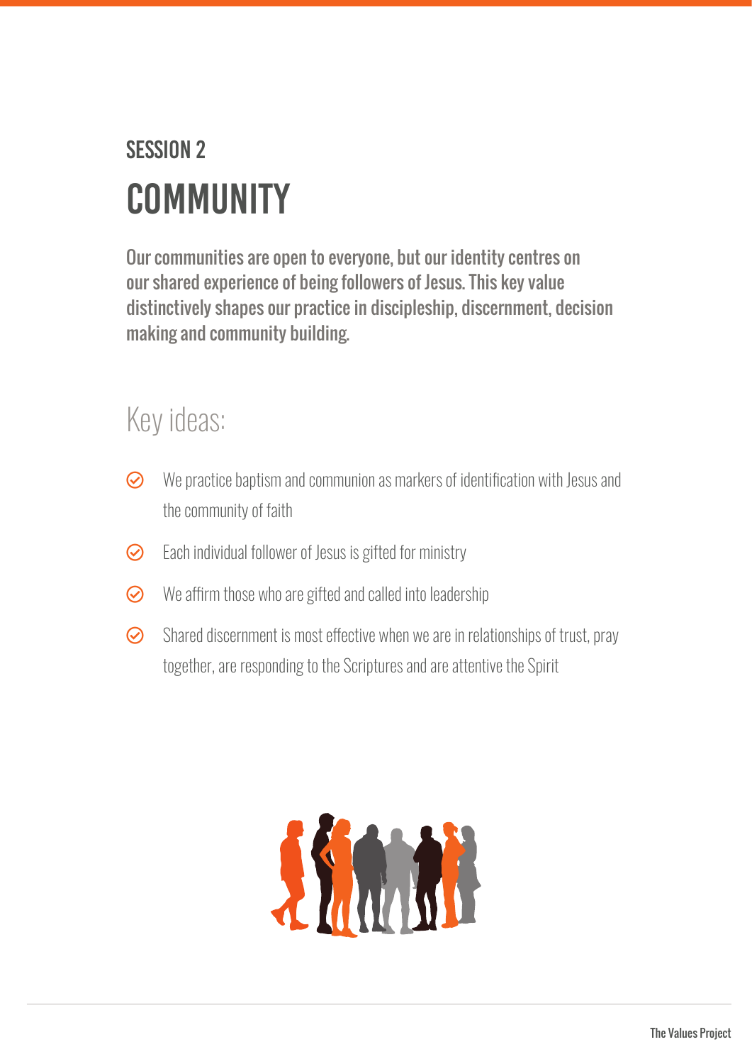## SESSION 2

# COMMUNITY

**Our communities are open to everyone, but our identity centres on our shared experience of being followers of Jesus. This key value distinctively shapes our practice in discipleship, discernment, decision making and community building.**

## Key ideas:

- We practice baptism and communion as markers of identification with Jesus and the community of faith
- Each individual follower of Jesus is gifted for ministry
- We affirm those who are gifted and called into leadership
- Shared discernment is most effective when we are in relationships of trust, pray together, are responding to the Scriptures and are attentive the Spirit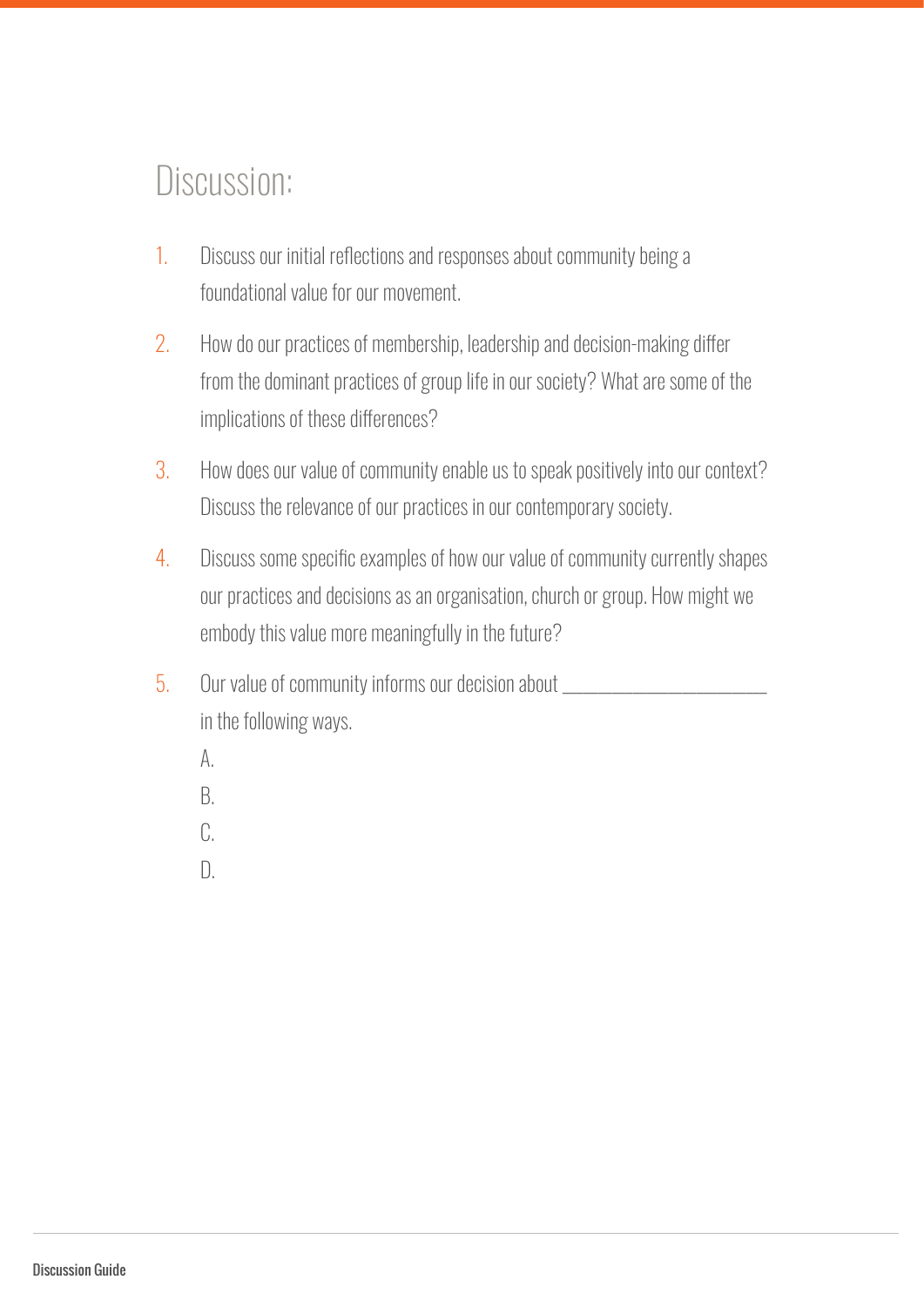# Discussion:

1. Discuss our initial reflections and responses about community being a foundational value for our movement.

2. How do our practices of membership, leadership and decision-making differ from the dominant practices of group life in our society? What are some of the implications of these differences?

3. How does our value of community enable us to speak positively into our context? Discuss the relevance of our practices in our contemporary society.

4. Discuss some specific examples of how our value of community currently shapes our practices and decisions as an organisation, church or group. How might we embody this value more meaningfully in the future?

5. Our value of community informs our decision about ______________________ in the following ways.

   A.

   B.

   C.

   D.